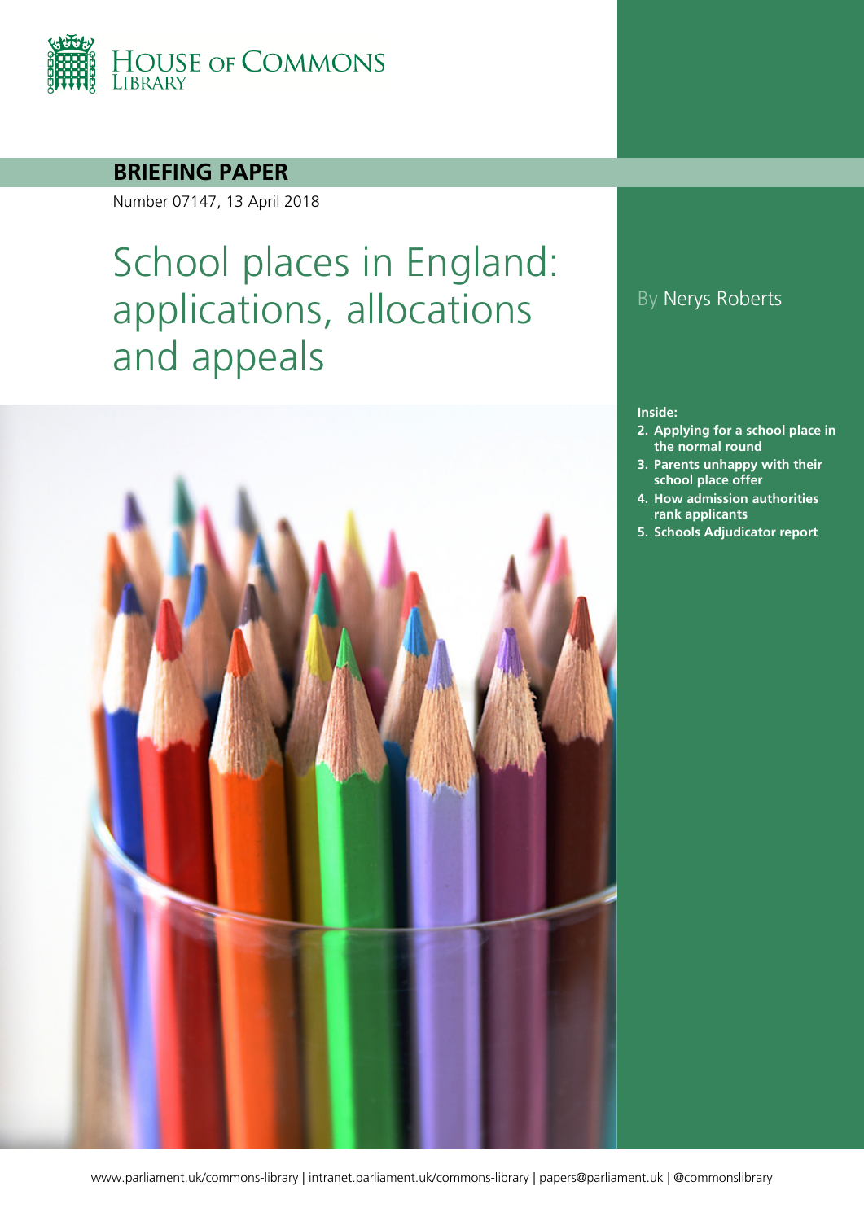HOUSE OF COMMONS LIBRARY

**BRIEFING PAPER**

Number 07147, 13 April 2018

# School places in England: applications, allocations and appeals

By Nerys Roberts

**Inside:**

2. **Applying for a school place in the normal round**
3. **Parents unhappy with their school place offer**
4. **How admission authorities rank applicants**
5. **Schools Adjudicator report**

www.parliament.uk/commons-library | intranet.parliament.uk/commons-library | papers@parliament.uk | @commonslibrary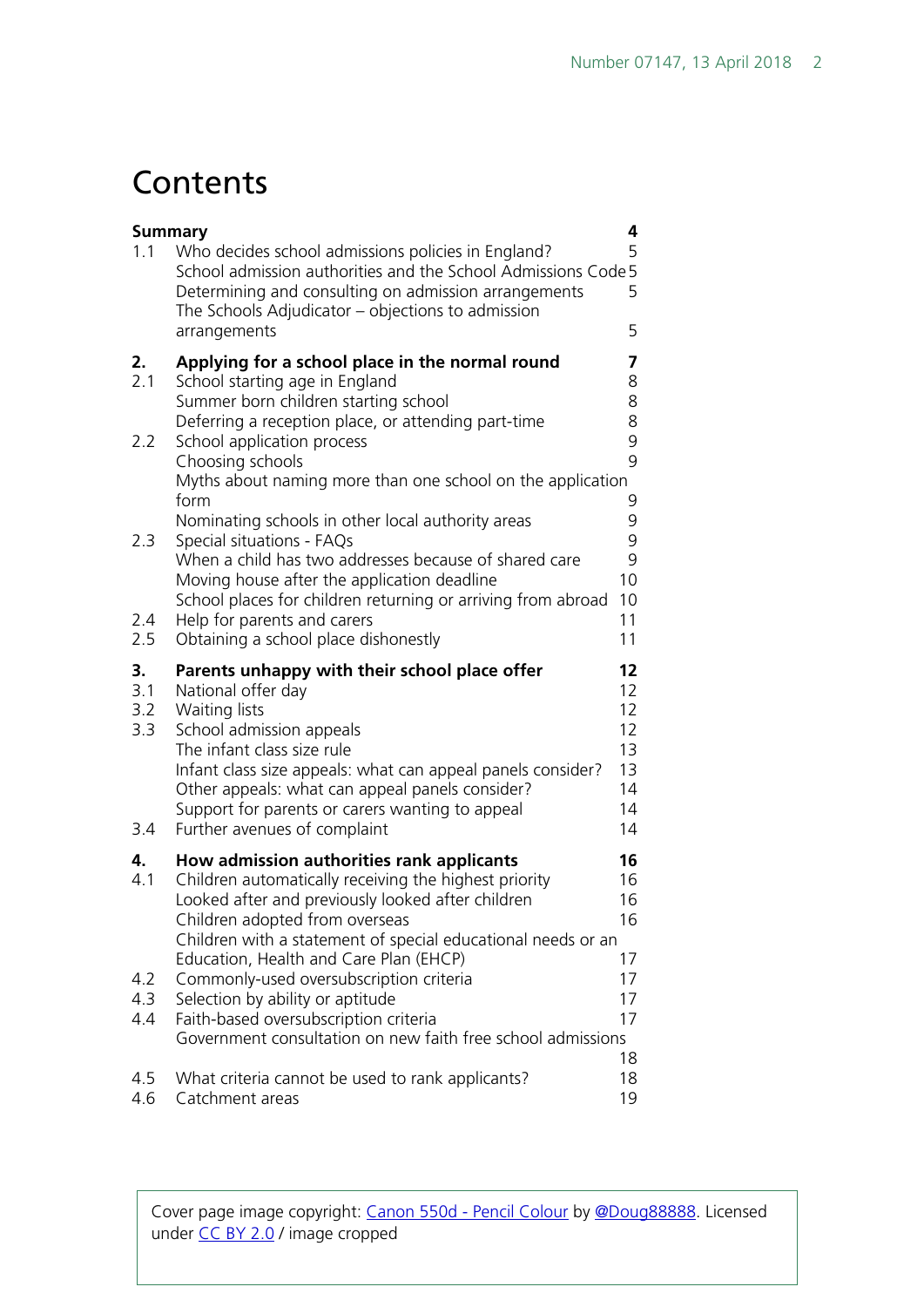# Contents

| | | |
|---|---|---|
| **Summary** | | **4** |
| 1.1 | Who decides school admissions policies in England? | 5 |
| | School admission authorities and the School Admissions Code | 5 |
| | Determining and consulting on admission arrangements | 5 |
| | The Schools Adjudicator – objections to admission arrangements | 5 |
| **2.** | **Applying for a school place in the normal round** | **7** |
| 2.1 | School starting age in England | 8 |
| | Summer born children starting school | 8 |
| | Deferring a reception place, or attending part-time | 8 |
| 2.2 | School application process | 9 |
| | Choosing schools | 9 |
| | Myths about naming more than one school on the application form | 9 |
| | Nominating schools in other local authority areas | 9 |
| 2.3 | Special situations - FAQs | 9 |
| | When a child has two addresses because of shared care | 9 |
| | Moving house after the application deadline | 10 |
| | School places for children returning or arriving from abroad | 10 |
| 2.4 | Help for parents and carers | 11 |
| 2.5 | Obtaining a school place dishonestly | 11 |
| **3.** | **Parents unhappy with their school place offer** | **12** |
| 3.1 | National offer day | 12 |
| 3.2 | Waiting lists | 12 |
| 3.3 | School admission appeals | 12 |
| | The infant class size rule | 13 |
| | Infant class size appeals: what can appeal panels consider? | 13 |
| | Other appeals: what can appeal panels consider? | 14 |
| | Support for parents or carers wanting to appeal | 14 |
| 3.4 | Further avenues of complaint | 14 |
| **4.** | **How admission authorities rank applicants** | **16** |
| 4.1 | Children automatically receiving the highest priority | 16 |
| | Looked after and previously looked after children | 16 |
| | Children adopted from overseas | 16 |
| | Children with a statement of special educational needs or an Education, Health and Care Plan (EHCP) | 17 |
| 4.2 | Commonly-used oversubscription criteria | 17 |
| 4.3 | Selection by ability or aptitude | 17 |
| 4.4 | Faith-based oversubscription criteria | 17 |
| | Government consultation on new faith free school admissions | 18 |
| 4.5 | What criteria cannot be used to rank applicants? | 18 |
| 4.6 | Catchment areas | 19 |

Cover page image copyright: Canon 550d - Pencil Colour by @Doug88888. Licensed under CC BY 2.0 / image cropped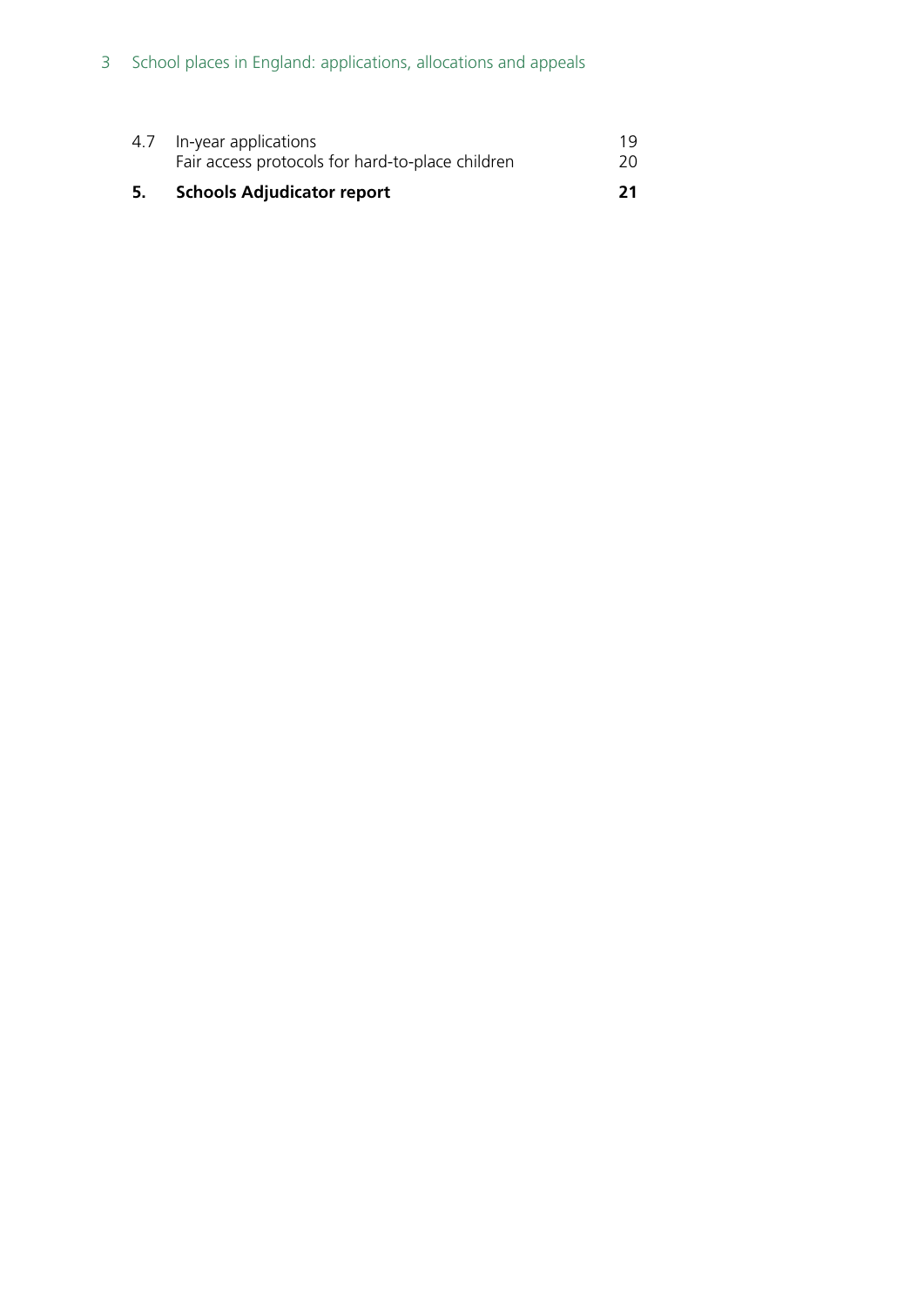4.7 In-year applications 19

Fair access protocols for hard-to-place children 20

**5. Schools Adjudicator report 21**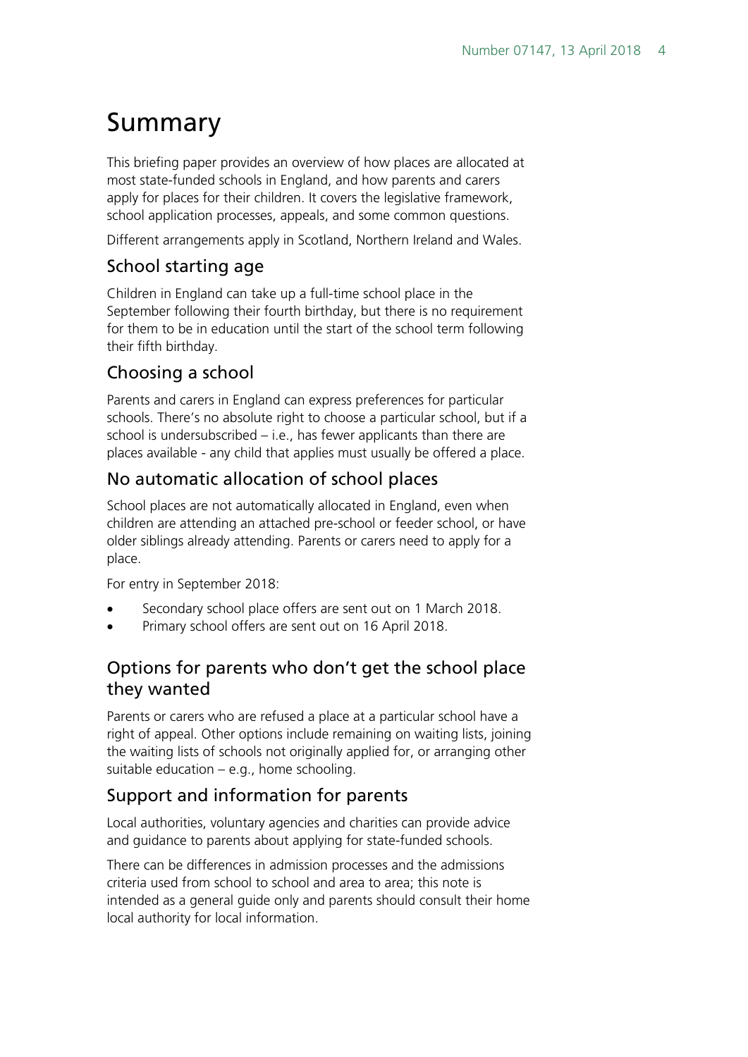# Summary

This briefing paper provides an overview of how places are allocated at most state-funded schools in England, and how parents and carers apply for places for their children. It covers the legislative framework, school application processes, appeals, and some common questions.

Different arrangements apply in Scotland, Northern Ireland and Wales.

## School starting age

Children in England can take up a full-time school place in the September following their fourth birthday, but there is no requirement for them to be in education until the start of the school term following their fifth birthday.

## Choosing a school

Parents and carers in England can express preferences for particular schools. There's no absolute right to choose a particular school, but if a school is undersubscribed – i.e., has fewer applicants than there are places available - any child that applies must usually be offered a place.

## No automatic allocation of school places

School places are not automatically allocated in England, even when children are attending an attached pre-school or feeder school, or have older siblings already attending. Parents or carers need to apply for a place.

For entry in September 2018:

- Secondary school place offers are sent out on 1 March 2018.
- Primary school offers are sent out on 16 April 2018.

## Options for parents who don't get the school place they wanted

Parents or carers who are refused a place at a particular school have a right of appeal. Other options include remaining on waiting lists, joining the waiting lists of schools not originally applied for, or arranging other suitable education – e.g., home schooling.

## Support and information for parents

Local authorities, voluntary agencies and charities can provide advice and guidance to parents about applying for state-funded schools.

There can be differences in admission processes and the admissions criteria used from school to school and area to area; this note is intended as a general guide only and parents should consult their home local authority for local information.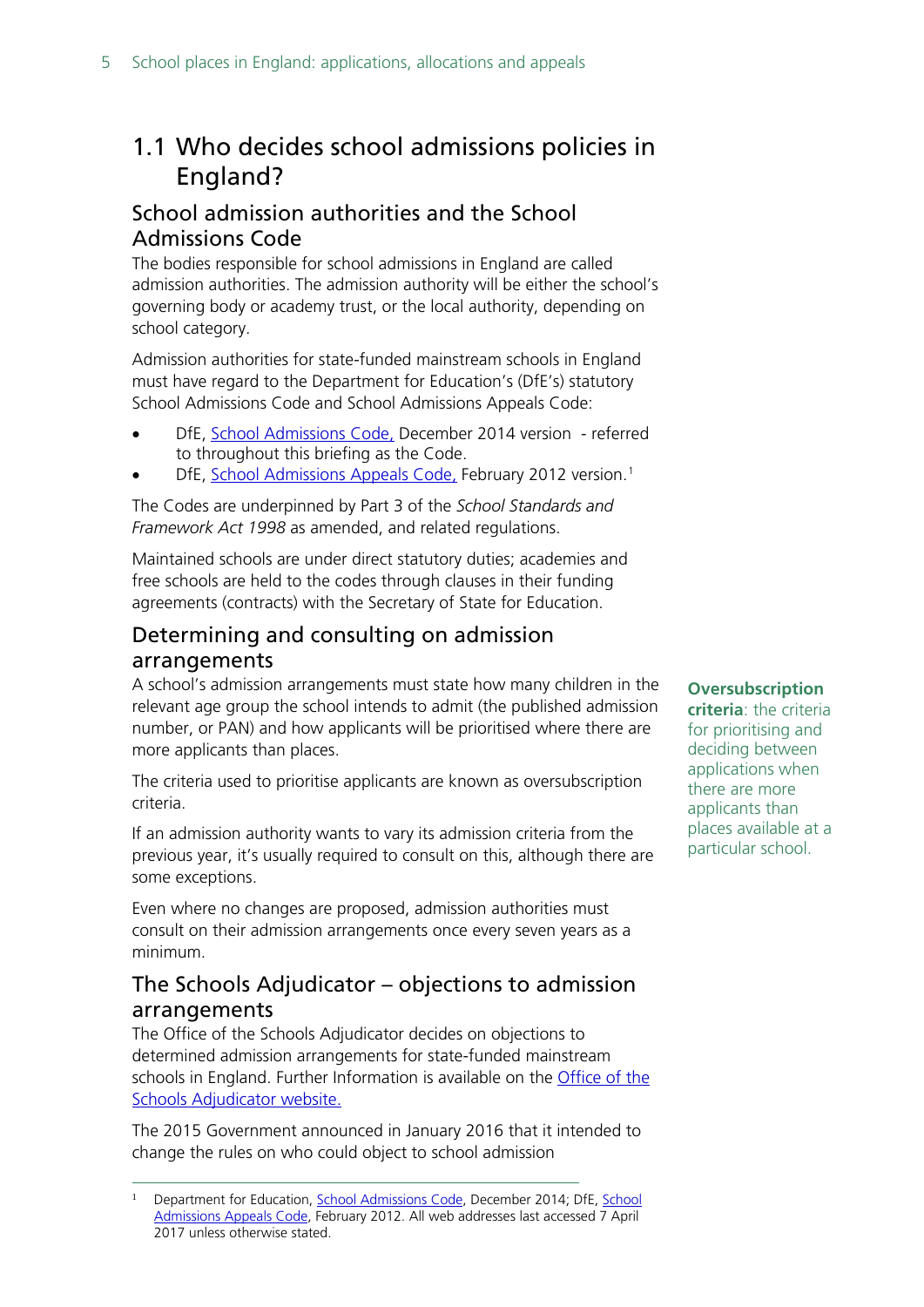## 1.1 Who decides school admissions policies in England?

### School admission authorities and the School Admissions Code

The bodies responsible for school admissions in England are called admission authorities. The admission authority will be either the school's governing body or academy trust, or the local authority, depending on school category.

Admission authorities for state-funded mainstream schools in England must have regard to the Department for Education's (DfE's) statutory School Admissions Code and School Admissions Appeals Code:

- DfE, School Admissions Code, December 2014 version - referred to throughout this briefing as the Code.
- DfE, School Admissions Appeals Code, February 2012 version.[1]

The Codes are underpinned by Part 3 of the *School Standards and Framework Act 1998* as amended, and related regulations.

Maintained schools are under direct statutory duties; academies and free schools are held to the codes through clauses in their funding agreements (contracts) with the Secretary of State for Education.

### Determining and consulting on admission arrangements

A school's admission arrangements must state how many children in the relevant age group the school intends to admit (the published admission number, or PAN) and how applicants will be prioritised where there are more applicants than places.

The criteria used to prioritise applicants are known as oversubscription criteria.

**Oversubscription criteria**: the criteria for prioritising and deciding between applications when there are more applicants than places available at a particular school.

If an admission authority wants to vary its admission criteria from the previous year, it's usually required to consult on this, although there are some exceptions.

Even where no changes are proposed, admission authorities must consult on their admission arrangements once every seven years as a minimum.

### The Schools Adjudicator – objections to admission arrangements

The Office of the Schools Adjudicator decides on objections to determined admission arrangements for state-funded mainstream schools in England. Further Information is available on the Office of the Schools Adjudicator website.

The 2015 Government announced in January 2016 that it intended to change the rules on who could object to school admission

---

[1] Department for Education, School Admissions Code, December 2014; DfE, School Admissions Appeals Code, February 2012. All web addresses last accessed 7 April 2017 unless otherwise stated.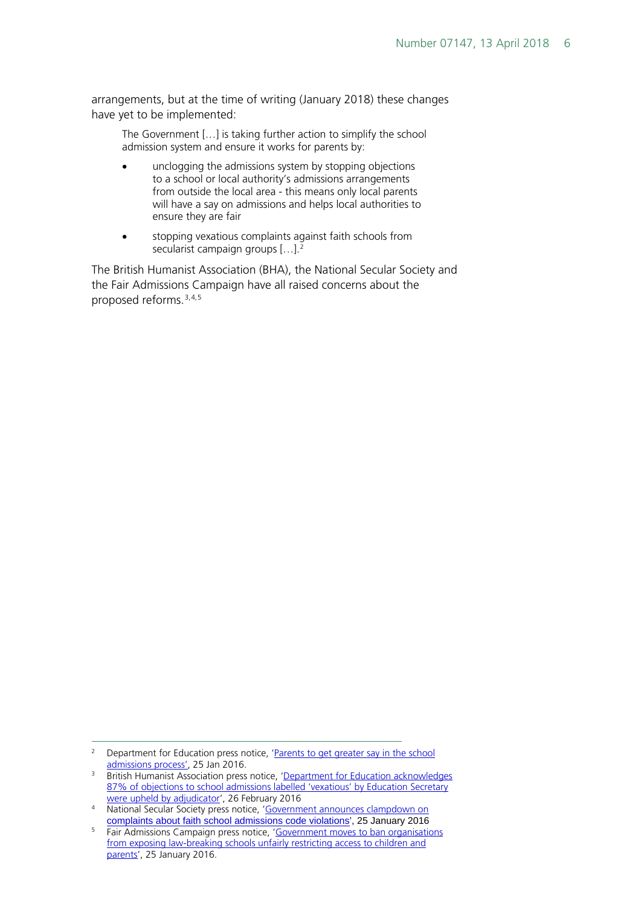arrangements, but at the time of writing (January 2018) these changes have yet to be implemented:

> The Government […] is taking further action to simplify the school admission system and ensure it works for parents by:
>
> - unclogging the admissions system by stopping objections to a school or local authority's admissions arrangements from outside the local area - this means only local parents will have a say on admissions and helps local authorities to ensure they are fair
> - stopping vexatious complaints against faith schools from secularist campaign groups […].[2]

The British Humanist Association (BHA), the National Secular Society and the Fair Admissions Campaign have all raised concerns about the proposed reforms.[3,4,5]

---

[2] Department for Education press notice, 'Parents to get greater say in the school admissions process', 25 Jan 2016.

[3] British Humanist Association press notice, 'Department for Education acknowledges 87% of objections to school admissions labelled 'vexatious' by Education Secretary were upheld by adjudicator', 26 February 2016

[4] National Secular Society press notice, 'Government announces clampdown on complaints about faith school admissions code violations', 25 January 2016

[5] Fair Admissions Campaign press notice, 'Government moves to ban organisations from exposing law-breaking schools unfairly restricting access to children and parents', 25 January 2016.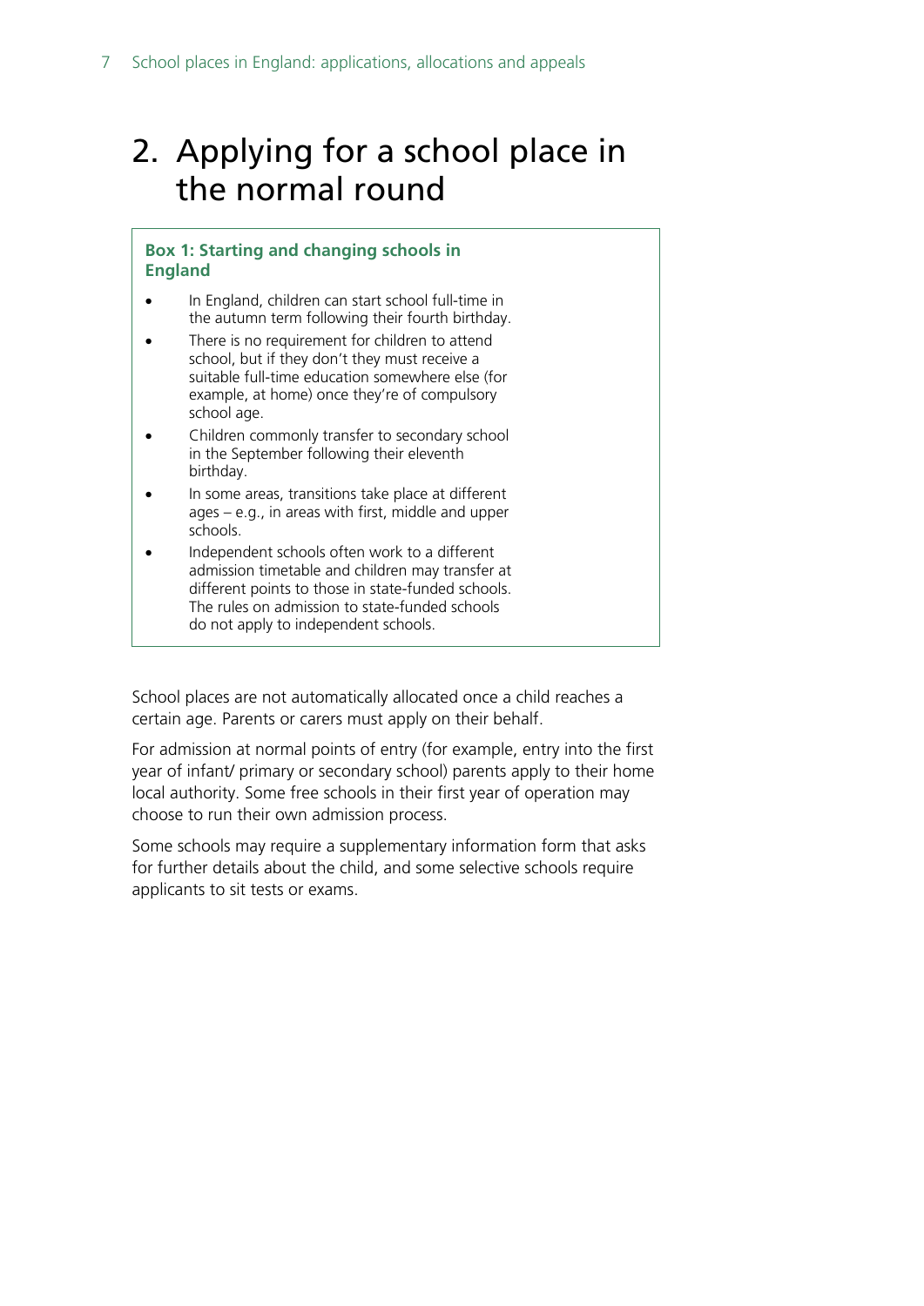# 2. Applying for a school place in the normal round

**Box 1: Starting and changing schools in England**

- In England, children can start school full-time in the autumn term following their fourth birthday.
- There is no requirement for children to attend school, but if they don't they must receive a suitable full-time education somewhere else (for example, at home) once they're of compulsory school age.
- Children commonly transfer to secondary school in the September following their eleventh birthday.
- In some areas, transitions take place at different ages – e.g., in areas with first, middle and upper schools.
- Independent schools often work to a different admission timetable and children may transfer at different points to those in state-funded schools. The rules on admission to state-funded schools do not apply to independent schools.

School places are not automatically allocated once a child reaches a certain age. Parents or carers must apply on their behalf.

For admission at normal points of entry (for example, entry into the first year of infant/ primary or secondary school) parents apply to their home local authority. Some free schools in their first year of operation may choose to run their own admission process.

Some schools may require a supplementary information form that asks for further details about the child, and some selective schools require applicants to sit tests or exams.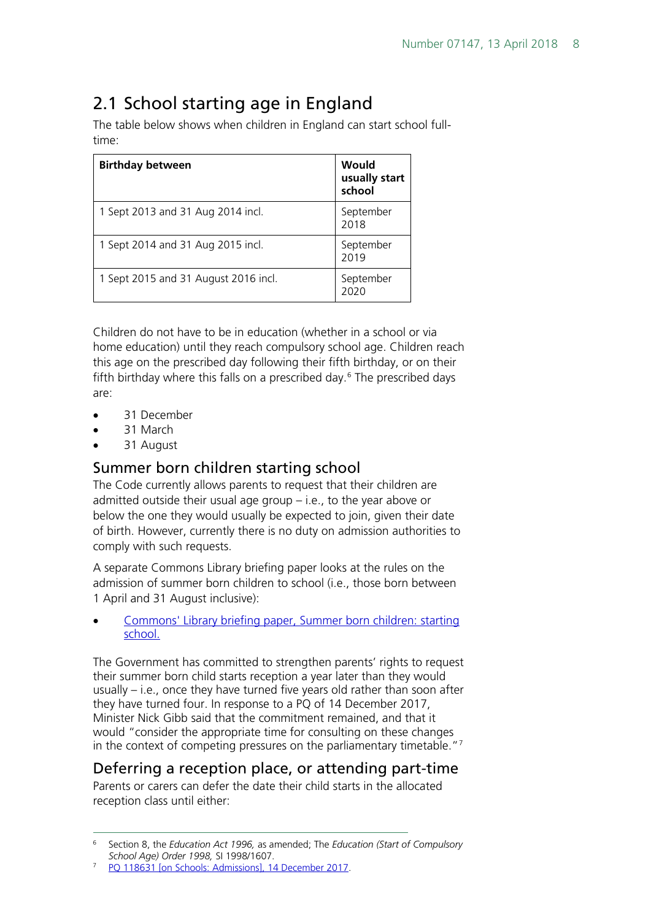## 2.1 School starting age in England

The table below shows when children in England can start school full-time:

| Birthday between | Would usually start school |
|---|---|
| 1 Sept 2013 and 31 Aug 2014 incl. | September 2018 |
| 1 Sept 2014 and 31 Aug 2015 incl. | September 2019 |
| 1 Sept 2015 and 31 August 2016 incl. | September 2020 |

Children do not have to be in education (whether in a school or via home education) until they reach compulsory school age. Children reach this age on the prescribed day following their fifth birthday, or on their fifth birthday where this falls on a prescribed day.[6] The prescribed days are:

- 31 December
- 31 March
- 31 August

### Summer born children starting school

The Code currently allows parents to request that their children are admitted outside their usual age group – i.e., to the year above or below the one they would usually be expected to join, given their date of birth. However, currently there is no duty on admission authorities to comply with such requests.

A separate Commons Library briefing paper looks at the rules on the admission of summer born children to school (i.e., those born between 1 April and 31 August inclusive):

- Commons' Library briefing paper, Summer born children: starting school.

The Government has committed to strengthen parents' rights to request their summer born child starts reception a year later than they would usually – i.e., once they have turned five years old rather than soon after they have turned four. In response to a PQ of 14 December 2017, Minister Nick Gibb said that the commitment remained, and that it would "consider the appropriate time for consulting on these changes in the context of competing pressures on the parliamentary timetable."[7]

### Deferring a reception place, or attending part-time

Parents or carers can defer the date their child starts in the allocated reception class until either:

---

[6] Section 8, the *Education Act 1996,* as amended; The *Education (Start of Compulsory School Age) Order 1998,* SI 1998/1607.

[7] PQ 118631 [on Schools: Admissions], 14 December 2017.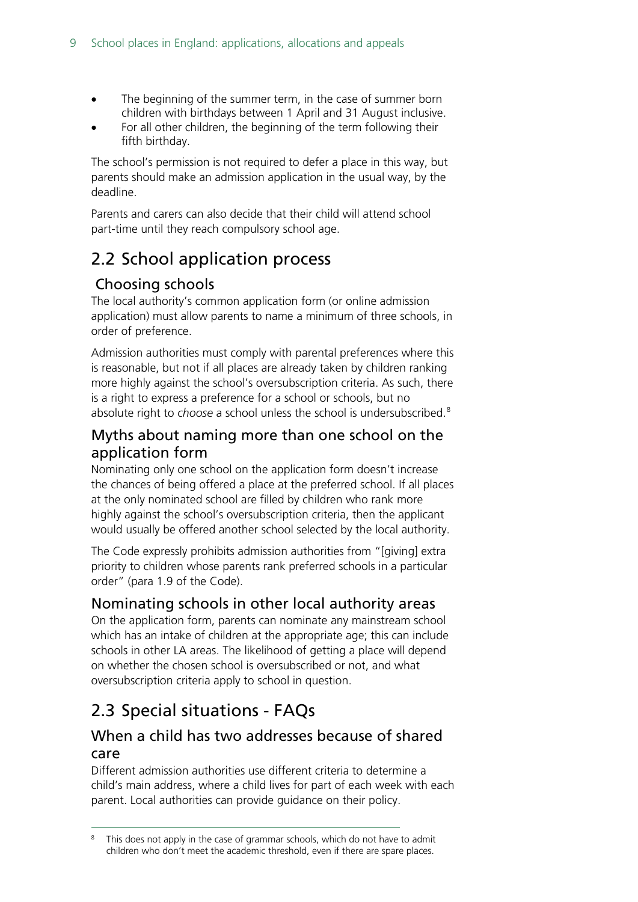- The beginning of the summer term, in the case of summer born children with birthdays between 1 April and 31 August inclusive.
- For all other children, the beginning of the term following their fifth birthday.

The school's permission is not required to defer a place in this way, but parents should make an admission application in the usual way, by the deadline.

Parents and carers can also decide that their child will attend school part-time until they reach compulsory school age.

## 2.2 School application process

### Choosing schools

The local authority's common application form (or online admission application) must allow parents to name a minimum of three schools, in order of preference.

Admission authorities must comply with parental preferences where this is reasonable, but not if all places are already taken by children ranking more highly against the school's oversubscription criteria. As such, there is a right to express a preference for a school or schools, but no absolute right to *choose* a school unless the school is undersubscribed.[8]

### Myths about naming more than one school on the application form

Nominating only one school on the application form doesn't increase the chances of being offered a place at the preferred school. If all places at the only nominated school are filled by children who rank more highly against the school's oversubscription criteria, then the applicant would usually be offered another school selected by the local authority.

The Code expressly prohibits admission authorities from "[giving] extra priority to children whose parents rank preferred schools in a particular order" (para 1.9 of the Code).

### Nominating schools in other local authority areas

On the application form, parents can nominate any mainstream school which has an intake of children at the appropriate age; this can include schools in other LA areas. The likelihood of getting a place will depend on whether the chosen school is oversubscribed or not, and what oversubscription criteria apply to school in question.

## 2.3 Special situations - FAQs

### When a child has two addresses because of shared care

Different admission authorities use different criteria to determine a child's main address, where a child lives for part of each week with each parent. Local authorities can provide guidance on their policy.

---

[8] This does not apply in the case of grammar schools, which do not have to admit children who don't meet the academic threshold, even if there are spare places.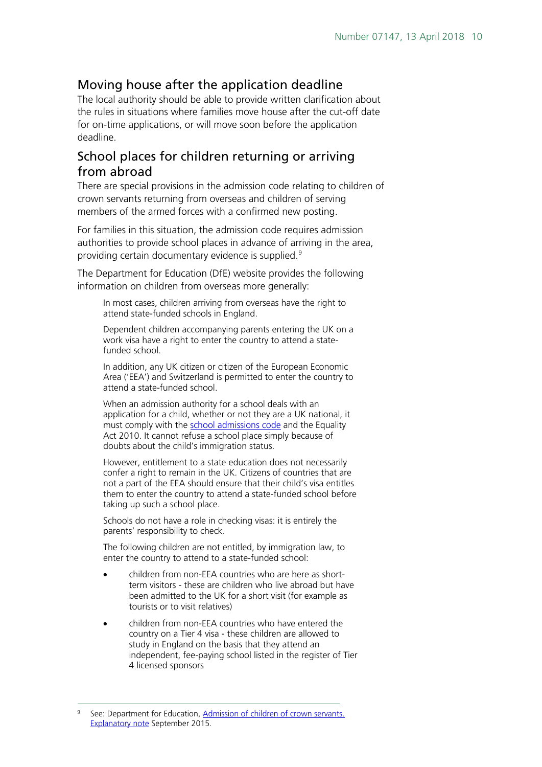## Moving house after the application deadline

The local authority should be able to provide written clarification about the rules in situations where families move house after the cut-off date for on-time applications, or will move soon before the application deadline.

## School places for children returning or arriving from abroad

There are special provisions in the admission code relating to children of crown servants returning from overseas and children of serving members of the armed forces with a confirmed new posting.

For families in this situation, the admission code requires admission authorities to provide school places in advance of arriving in the area, providing certain documentary evidence is supplied.[9]

The Department for Education (DfE) website provides the following information on children from overseas more generally:

> In most cases, children arriving from overseas have the right to attend state-funded schools in England.
>
> Dependent children accompanying parents entering the UK on a work visa have a right to enter the country to attend a state-funded school.
>
> In addition, any UK citizen or citizen of the European Economic Area ('EEA') and Switzerland is permitted to enter the country to attend a state-funded school.
>
> When an admission authority for a school deals with an application for a child, whether or not they are a UK national, it must comply with the school admissions code and the Equality Act 2010. It cannot refuse a school place simply because of doubts about the child's immigration status.
>
> However, entitlement to a state education does not necessarily confer a right to remain in the UK. Citizens of countries that are not a part of the EEA should ensure that their child's visa entitles them to enter the country to attend a state-funded school before taking up such a school place.
>
> Schools do not have a role in checking visas: it is entirely the parents' responsibility to check.
>
> The following children are not entitled, by immigration law, to enter the country to attend to a state-funded school:
>
> - children from non-EEA countries who are here as short-term visitors - these are children who live abroad but have been admitted to the UK for a short visit (for example as tourists or to visit relatives)
> - children from non-EEA countries who have entered the country on a Tier 4 visa - these children are allowed to study in England on the basis that they attend an independent, fee-paying school listed in the register of Tier 4 licensed sponsors

---

[9] See: Department for Education, Admission of children of crown servants. Explanatory note September 2015.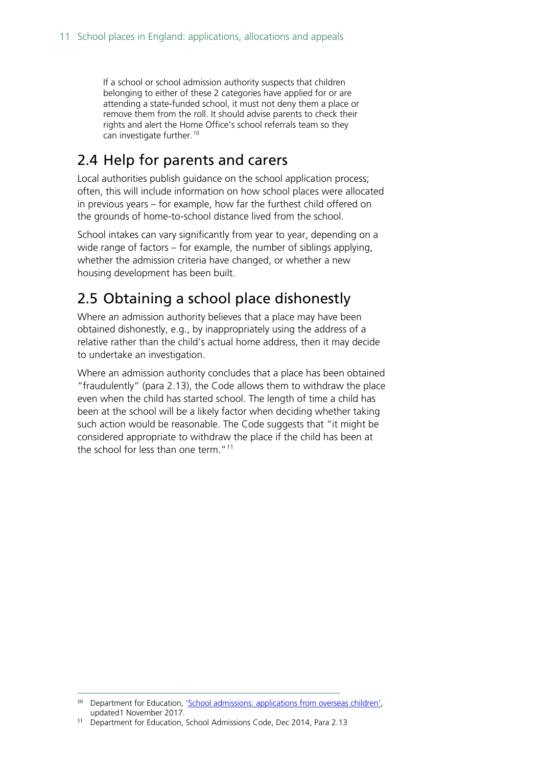If a school or school admission authority suspects that children belonging to either of these 2 categories have applied for or are attending a state-funded school, it must not deny them a place or remove them from the roll. It should advise parents to check their rights and alert the Home Office's school referrals team so they can investigate further.[10]

## 2.4 Help for parents and carers

Local authorities publish guidance on the school application process; often, this will include information on how school places were allocated in previous years – for example, how far the furthest child offered on the grounds of home-to-school distance lived from the school.

School intakes can vary significantly from year to year, depending on a wide range of factors – for example, the number of siblings applying, whether the admission criteria have changed, or whether a new housing development has been built.

## 2.5 Obtaining a school place dishonestly

Where an admission authority believes that a place may have been obtained dishonestly, e.g., by inappropriately using the address of a relative rather than the child's actual home address, then it may decide to undertake an investigation.

Where an admission authority concludes that a place has been obtained "fraudulently" (para 2.13), the Code allows them to withdraw the place even when the child has started school. The length of time a child has been at the school will be a likely factor when deciding whether taking such action would be reasonable. The Code suggests that "it might be considered appropriate to withdraw the place if the child has been at the school for less than one term."[11]

---

[10] Department for Education, 'School admissions: applications from overseas children', updated1 November 2017.

[11] Department for Education, School Admissions Code, Dec 2014, Para 2.13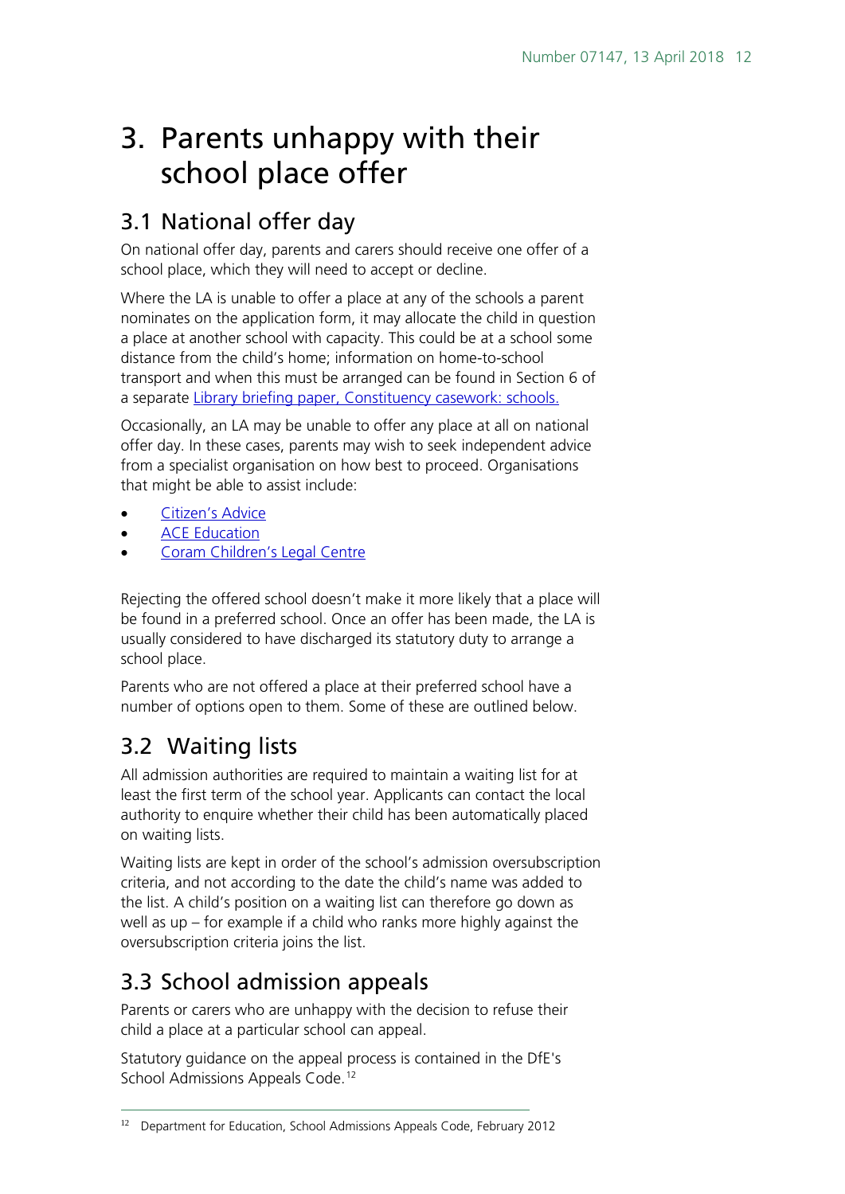# 3. Parents unhappy with their school place offer

## 3.1 National offer day

On national offer day, parents and carers should receive one offer of a school place, which they will need to accept or decline.

Where the LA is unable to offer a place at any of the schools a parent nominates on the application form, it may allocate the child in question a place at another school with capacity. This could be at a school some distance from the child's home; information on home-to-school transport and when this must be arranged can be found in Section 6 of a separate Library briefing paper, Constituency casework: schools.

Occasionally, an LA may be unable to offer any place at all on national offer day. In these cases, parents may wish to seek independent advice from a specialist organisation on how best to proceed. Organisations that might be able to assist include:

- Citizen's Advice
- ACE Education
- Coram Children's Legal Centre

Rejecting the offered school doesn't make it more likely that a place will be found in a preferred school. Once an offer has been made, the LA is usually considered to have discharged its statutory duty to arrange a school place.

Parents who are not offered a place at their preferred school have a number of options open to them. Some of these are outlined below.

## 3.2 Waiting lists

All admission authorities are required to maintain a waiting list for at least the first term of the school year. Applicants can contact the local authority to enquire whether their child has been automatically placed on waiting lists.

Waiting lists are kept in order of the school's admission oversubscription criteria, and not according to the date the child's name was added to the list. A child's position on a waiting list can therefore go down as well as up – for example if a child who ranks more highly against the oversubscription criteria joins the list.

## 3.3 School admission appeals

Parents or carers who are unhappy with the decision to refuse their child a place at a particular school can appeal.

Statutory guidance on the appeal process is contained in the DfE's School Admissions Appeals Code.[12]

[12] Department for Education, School Admissions Appeals Code, February 2012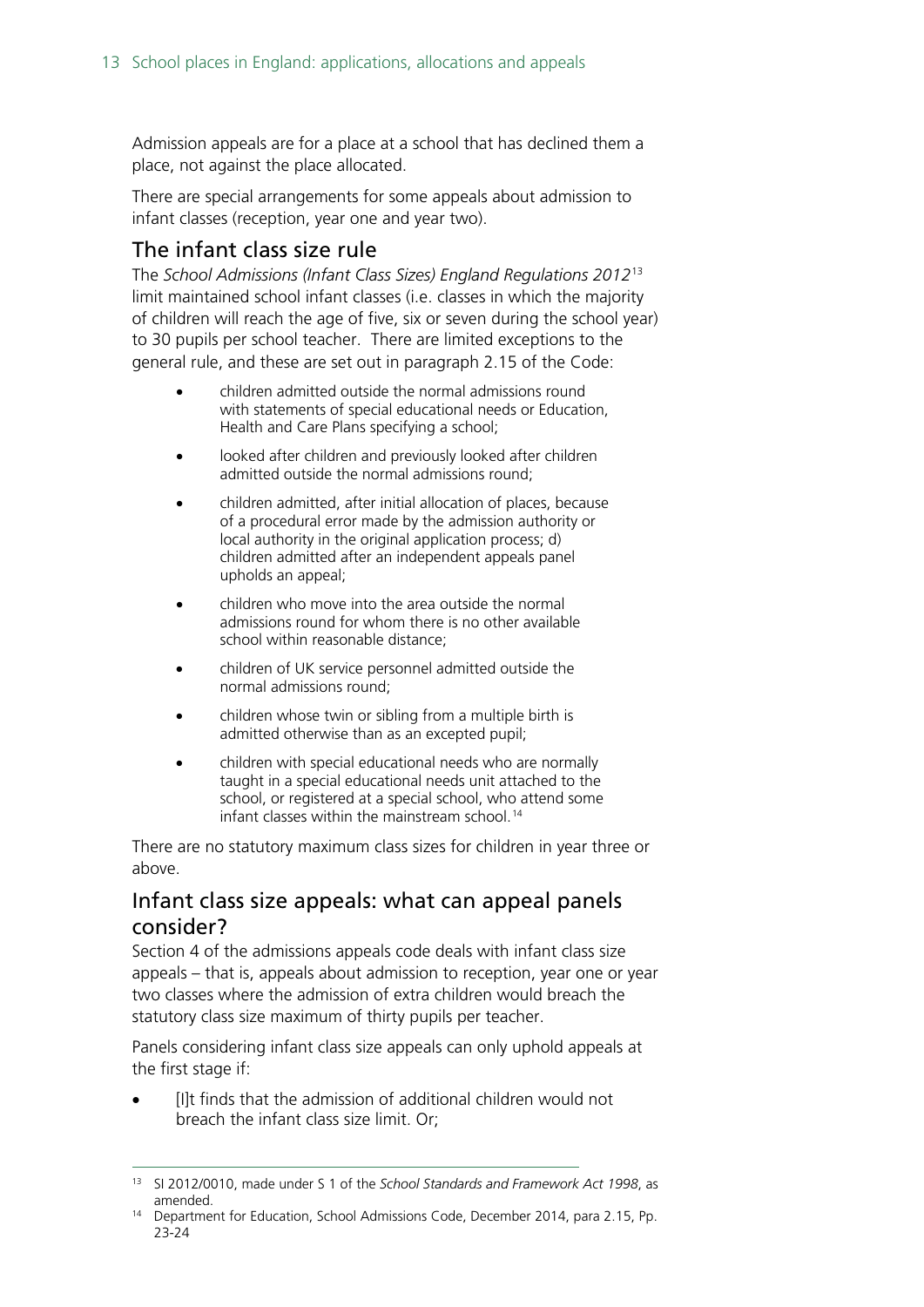Admission appeals are for a place at a school that has declined them a place, not against the place allocated.

There are special arrangements for some appeals about admission to infant classes (reception, year one and year two).

## The infant class size rule

The *School Admissions (Infant Class Sizes) England Regulations 2012*[13] limit maintained school infant classes (i.e. classes in which the majority of children will reach the age of five, six or seven during the school year) to 30 pupils per school teacher. There are limited exceptions to the general rule, and these are set out in paragraph 2.15 of the Code:

- children admitted outside the normal admissions round with statements of special educational needs or Education, Health and Care Plans specifying a school;
- looked after children and previously looked after children admitted outside the normal admissions round;
- children admitted, after initial allocation of places, because of a procedural error made by the admission authority or local authority in the original application process; d) children admitted after an independent appeals panel upholds an appeal;
- children who move into the area outside the normal admissions round for whom there is no other available school within reasonable distance;
- children of UK service personnel admitted outside the normal admissions round;
- children whose twin or sibling from a multiple birth is admitted otherwise than as an excepted pupil;
- children with special educational needs who are normally taught in a special educational needs unit attached to the school, or registered at a special school, who attend some infant classes within the mainstream school.[14]

There are no statutory maximum class sizes for children in year three or above.

## Infant class size appeals: what can appeal panels consider?

Section 4 of the admissions appeals code deals with infant class size appeals – that is, appeals about admission to reception, year one or year two classes where the admission of extra children would breach the statutory class size maximum of thirty pupils per teacher.

Panels considering infant class size appeals can only uphold appeals at the first stage if:

- [I]t finds that the admission of additional children would not breach the infant class size limit. Or;

---

[13] SI 2012/0010, made under S 1 of the *School Standards and Framework Act 1998*, as amended.

[14] Department for Education, School Admissions Code, December 2014, para 2.15, Pp. 23-24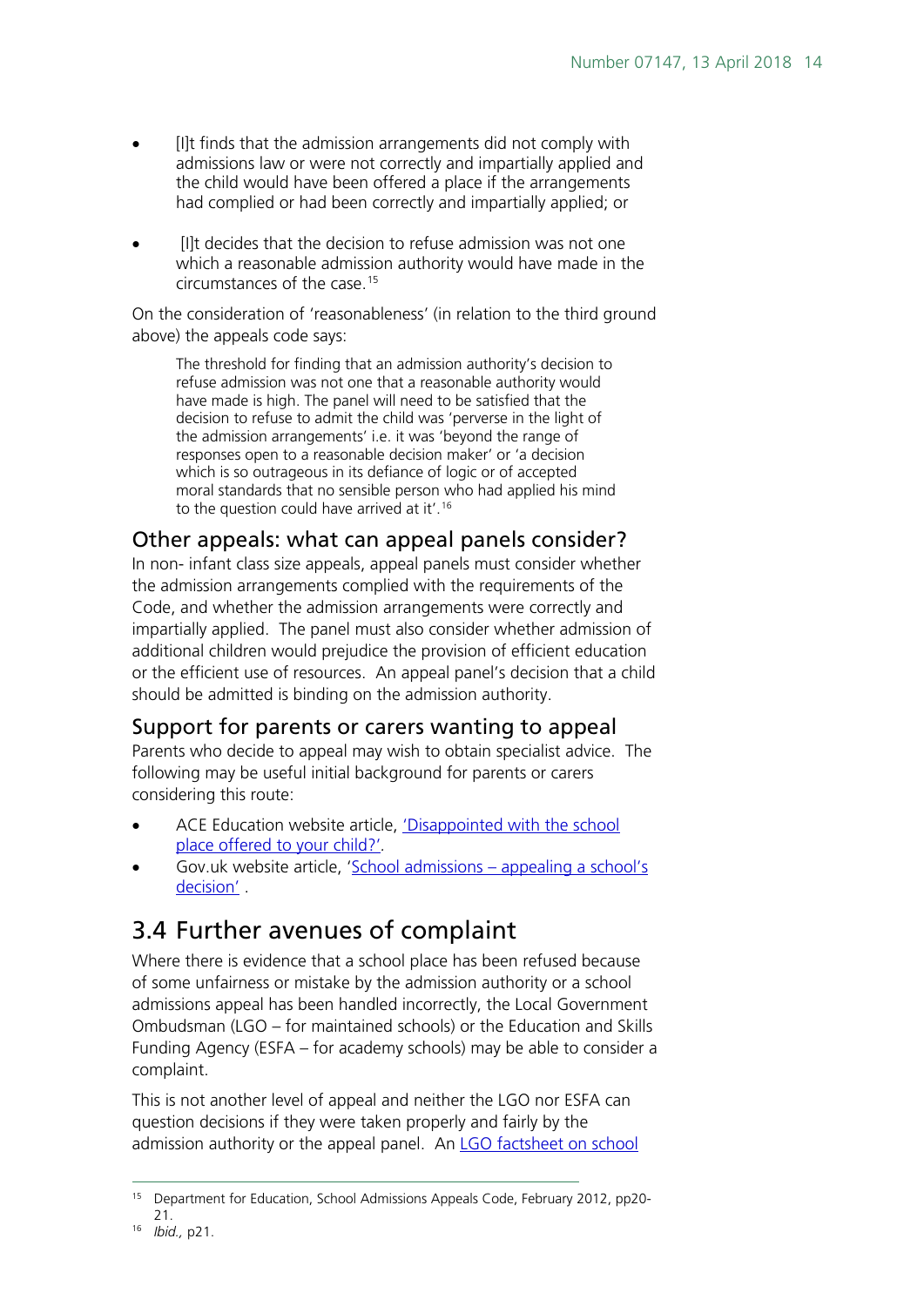- [I]t finds that the admission arrangements did not comply with admissions law or were not correctly and impartially applied and the child would have been offered a place if the arrangements had complied or had been correctly and impartially applied; or

- [I]t decides that the decision to refuse admission was not one which a reasonable admission authority would have made in the circumstances of the case.[15]

On the consideration of 'reasonableness' (in relation to the third ground above) the appeals code says:

> The threshold for finding that an admission authority's decision to refuse admission was not one that a reasonable authority would have made is high. The panel will need to be satisfied that the decision to refuse to admit the child was 'perverse in the light of the admission arrangements' i.e. it was 'beyond the range of responses open to a reasonable decision maker' or 'a decision which is so outrageous in its defiance of logic or of accepted moral standards that no sensible person who had applied his mind to the question could have arrived at it'.[16]

### Other appeals: what can appeal panels consider?

In non- infant class size appeals, appeal panels must consider whether the admission arrangements complied with the requirements of the Code, and whether the admission arrangements were correctly and impartially applied. The panel must also consider whether admission of additional children would prejudice the provision of efficient education or the efficient use of resources. An appeal panel's decision that a child should be admitted is binding on the admission authority.

### Support for parents or carers wanting to appeal

Parents who decide to appeal may wish to obtain specialist advice. The following may be useful initial background for parents or carers considering this route:

- ACE Education website article, 'Disappointed with the school place offered to your child?'.
- Gov.uk website article, 'School admissions – appealing a school's decision' .

## 3.4 Further avenues of complaint

Where there is evidence that a school place has been refused because of some unfairness or mistake by the admission authority or a school admissions appeal has been handled incorrectly, the Local Government Ombudsman (LGO – for maintained schools) or the Education and Skills Funding Agency (ESFA – for academy schools) may be able to consider a complaint.

This is not another level of appeal and neither the LGO nor ESFA can question decisions if they were taken properly and fairly by the admission authority or the appeal panel. An LGO factsheet on school

---

[15] Department for Education, School Admissions Appeals Code, February 2012, pp20-21.

[16] *Ibid.,* p21.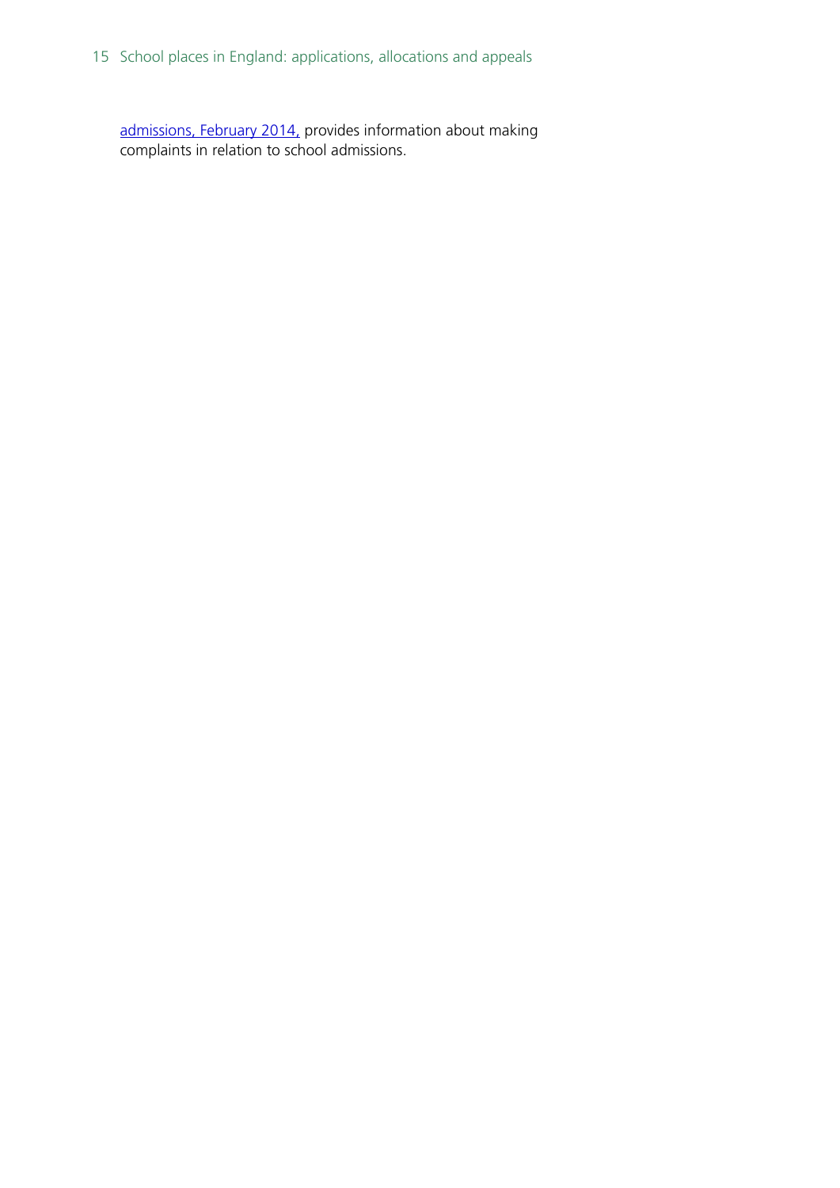admissions, February 2014, provides information about making complaints in relation to school admissions.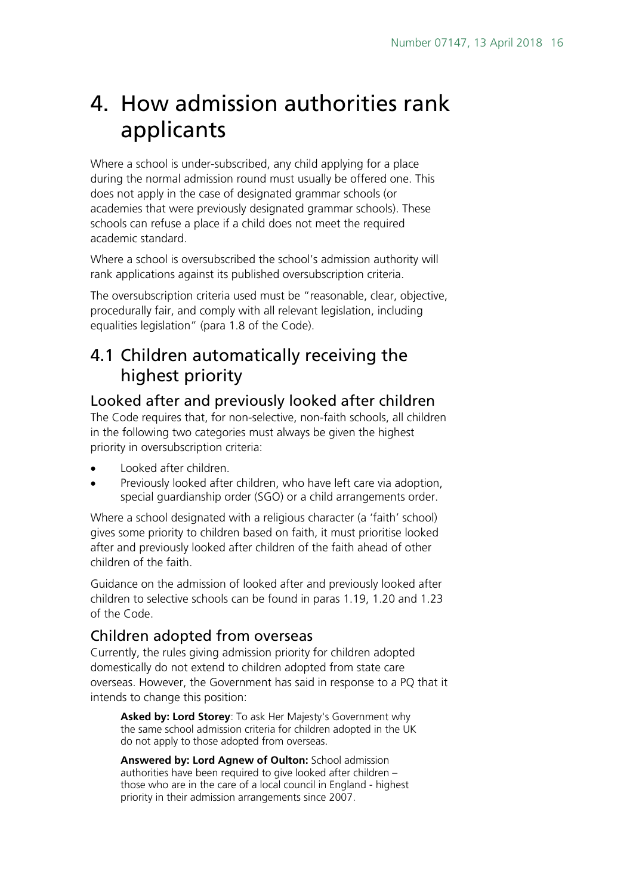# 4. How admission authorities rank applicants

Where a school is under-subscribed, any child applying for a place during the normal admission round must usually be offered one. This does not apply in the case of designated grammar schools (or academies that were previously designated grammar schools). These schools can refuse a place if a child does not meet the required academic standard.

Where a school is oversubscribed the school's admission authority will rank applications against its published oversubscription criteria.

The oversubscription criteria used must be "reasonable, clear, objective, procedurally fair, and comply with all relevant legislation, including equalities legislation" (para 1.8 of the Code).

## 4.1 Children automatically receiving the highest priority

### Looked after and previously looked after children

The Code requires that, for non-selective, non-faith schools, all children in the following two categories must always be given the highest priority in oversubscription criteria:

- Looked after children.
- Previously looked after children, who have left care via adoption, special guardianship order (SGO) or a child arrangements order.

Where a school designated with a religious character (a 'faith' school) gives some priority to children based on faith, it must prioritise looked after and previously looked after children of the faith ahead of other children of the faith.

Guidance on the admission of looked after and previously looked after children to selective schools can be found in paras 1.19, 1.20 and 1.23 of the Code.

### Children adopted from overseas

Currently, the rules giving admission priority for children adopted domestically do not extend to children adopted from state care overseas. However, the Government has said in response to a PQ that it intends to change this position:

> **Asked by: Lord Storey**: To ask Her Majesty's Government why the same school admission criteria for children adopted in the UK do not apply to those adopted from overseas.
>
> **Answered by: Lord Agnew of Oulton:** School admission authorities have been required to give looked after children – those who are in the care of a local council in England - highest priority in their admission arrangements since 2007.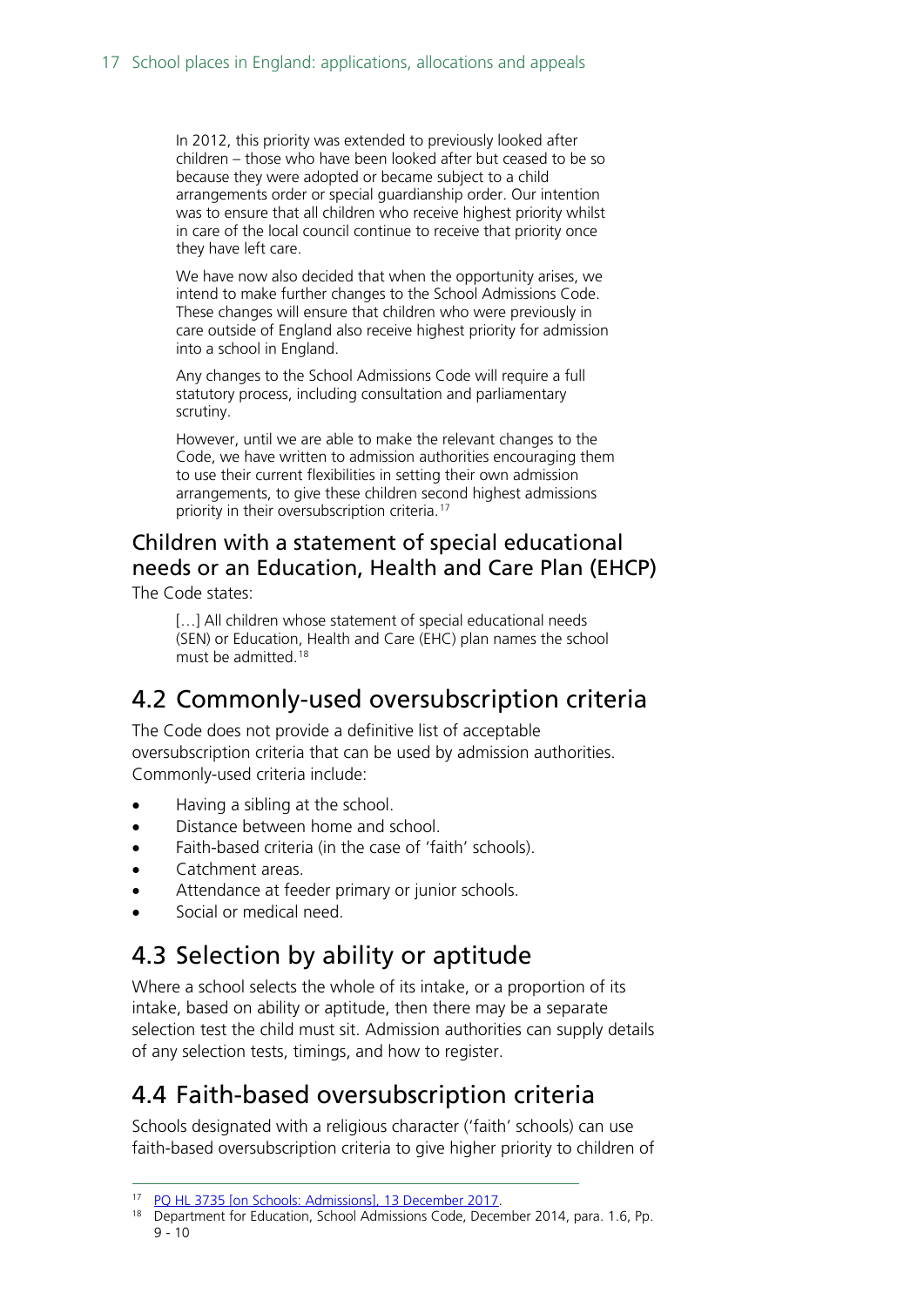> In 2012, this priority was extended to previously looked after children – those who have been looked after but ceased to be so because they were adopted or became subject to a child arrangements order or special guardianship order. Our intention was to ensure that all children who receive highest priority whilst in care of the local council continue to receive that priority once they have left care.
>
> We have now also decided that when the opportunity arises, we intend to make further changes to the School Admissions Code. These changes will ensure that children who were previously in care outside of England also receive highest priority for admission into a school in England.
>
> Any changes to the School Admissions Code will require a full statutory process, including consultation and parliamentary scrutiny.
>
> However, until we are able to make the relevant changes to the Code, we have written to admission authorities encouraging them to use their current flexibilities in setting their own admission arrangements, to give these children second highest admissions priority in their oversubscription criteria.[17]

### Children with a statement of special educational needs or an Education, Health and Care Plan (EHCP)

The Code states:

> […] All children whose statement of special educational needs (SEN) or Education, Health and Care (EHC) plan names the school must be admitted.[18]

## 4.2 Commonly-used oversubscription criteria

The Code does not provide a definitive list of acceptable oversubscription criteria that can be used by admission authorities. Commonly-used criteria include:

- Having a sibling at the school.
- Distance between home and school.
- Faith-based criteria (in the case of 'faith' schools).
- Catchment areas.
- Attendance at feeder primary or junior schools.
- Social or medical need.

## 4.3 Selection by ability or aptitude

Where a school selects the whole of its intake, or a proportion of its intake, based on ability or aptitude, then there may be a separate selection test the child must sit. Admission authorities can supply details of any selection tests, timings, and how to register.

## 4.4 Faith-based oversubscription criteria

Schools designated with a religious character ('faith' schools) can use faith-based oversubscription criteria to give higher priority to children of

---

[17] PQ HL 3735 [on Schools: Admissions], 13 December 2017.

[18] Department for Education, School Admissions Code, December 2014, para. 1.6, Pp. 9 - 10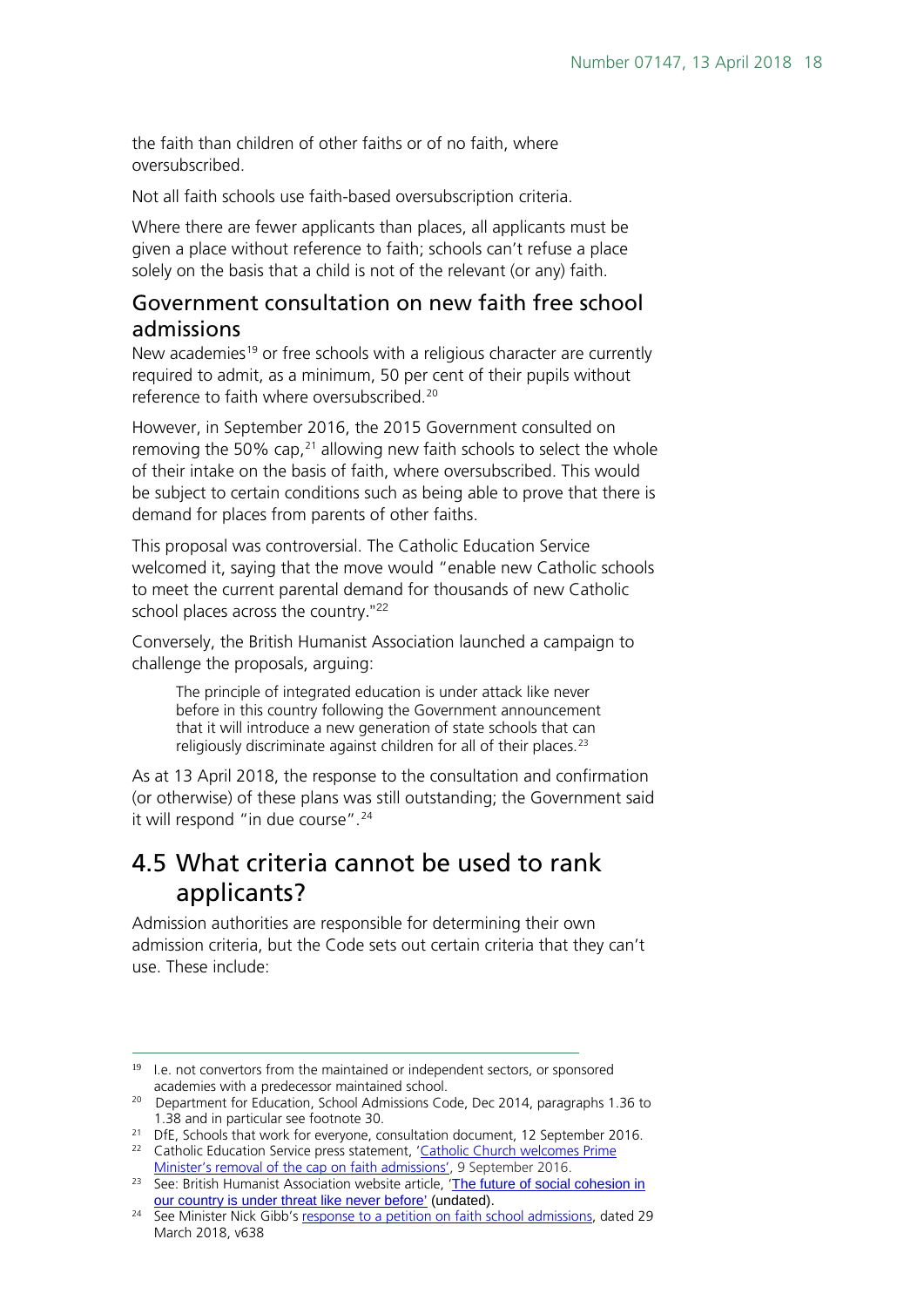the faith than children of other faiths or of no faith, where oversubscribed.

Not all faith schools use faith-based oversubscription criteria.

Where there are fewer applicants than places, all applicants must be given a place without reference to faith; schools can't refuse a place solely on the basis that a child is not of the relevant (or any) faith.

### Government consultation on new faith free school admissions

New academies[19] or free schools with a religious character are currently required to admit, as a minimum, 50 per cent of their pupils without reference to faith where oversubscribed.[20]

However, in September 2016, the 2015 Government consulted on removing the 50% cap,[21] allowing new faith schools to select the whole of their intake on the basis of faith, where oversubscribed. This would be subject to certain conditions such as being able to prove that there is demand for places from parents of other faiths.

This proposal was controversial. The Catholic Education Service welcomed it, saying that the move would "enable new Catholic schools to meet the current parental demand for thousands of new Catholic school places across the country."[22]

Conversely, the British Humanist Association launched a campaign to challenge the proposals, arguing:

> The principle of integrated education is under attack like never before in this country following the Government announcement that it will introduce a new generation of state schools that can religiously discriminate against children for all of their places.[23]

As at 13 April 2018, the response to the consultation and confirmation (or otherwise) of these plans was still outstanding; the Government said it will respond "in due course".[24]

## 4.5 What criteria cannot be used to rank applicants?

Admission authorities are responsible for determining their own admission criteria, but the Code sets out certain criteria that they can't use. These include:

---

[19] I.e. not convertors from the maintained or independent sectors, or sponsored academies with a predecessor maintained school.

[20] Department for Education, School Admissions Code, Dec 2014, paragraphs 1.36 to 1.38 and in particular see footnote 30.

[21] DfE, Schools that work for everyone, consultation document, 12 September 2016.

[22] Catholic Education Service press statement, 'Catholic Church welcomes Prime Minister's removal of the cap on faith admissions', 9 September 2016.

[23] See: British Humanist Association website article, 'The future of social cohesion in our country is under threat like never before' (undated).

[24] See Minister Nick Gibb's response to a petition on faith school admissions, dated 29 March 2018, v638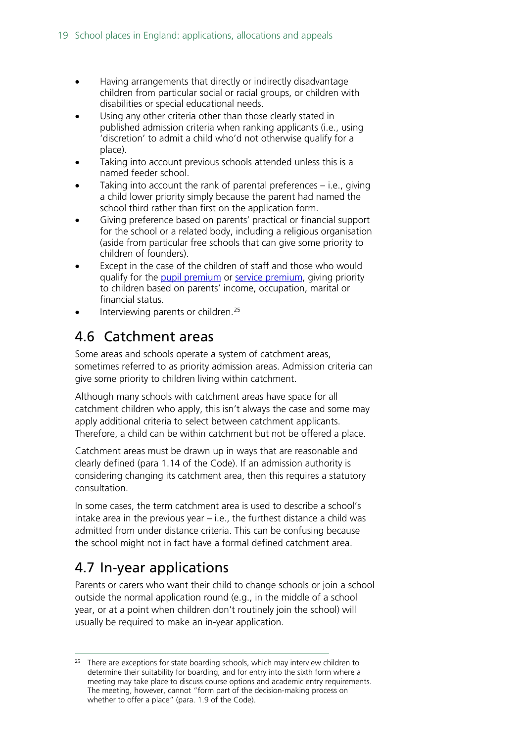- Having arrangements that directly or indirectly disadvantage children from particular social or racial groups, or children with disabilities or special educational needs.
- Using any other criteria other than those clearly stated in published admission criteria when ranking applicants (i.e., using 'discretion' to admit a child who'd not otherwise qualify for a place).
- Taking into account previous schools attended unless this is a named feeder school.
- Taking into account the rank of parental preferences – i.e., giving a child lower priority simply because the parent had named the school third rather than first on the application form.
- Giving preference based on parents' practical or financial support for the school or a related body, including a religious organisation (aside from particular free schools that can give some priority to children of founders).
- Except in the case of the children of staff and those who would qualify for the pupil premium or service premium, giving priority to children based on parents' income, occupation, marital or financial status.
- Interviewing parents or children.[25]

## 4.6 Catchment areas

Some areas and schools operate a system of catchment areas, sometimes referred to as priority admission areas. Admission criteria can give some priority to children living within catchment.

Although many schools with catchment areas have space for all catchment children who apply, this isn't always the case and some may apply additional criteria to select between catchment applicants. Therefore, a child can be within catchment but not be offered a place.

Catchment areas must be drawn up in ways that are reasonable and clearly defined (para 1.14 of the Code). If an admission authority is considering changing its catchment area, then this requires a statutory consultation.

In some cases, the term catchment area is used to describe a school's intake area in the previous year – i.e., the furthest distance a child was admitted from under distance criteria. This can be confusing because the school might not in fact have a formal defined catchment area.

## 4.7 In-year applications

Parents or carers who want their child to change schools or join a school outside the normal application round (e.g., in the middle of a school year, or at a point when children don't routinely join the school) will usually be required to make an in-year application.

---

[25] There are exceptions for state boarding schools, which may interview children to determine their suitability for boarding, and for entry into the sixth form where a meeting may take place to discuss course options and academic entry requirements. The meeting, however, cannot "form part of the decision-making process on whether to offer a place" (para. 1.9 of the Code).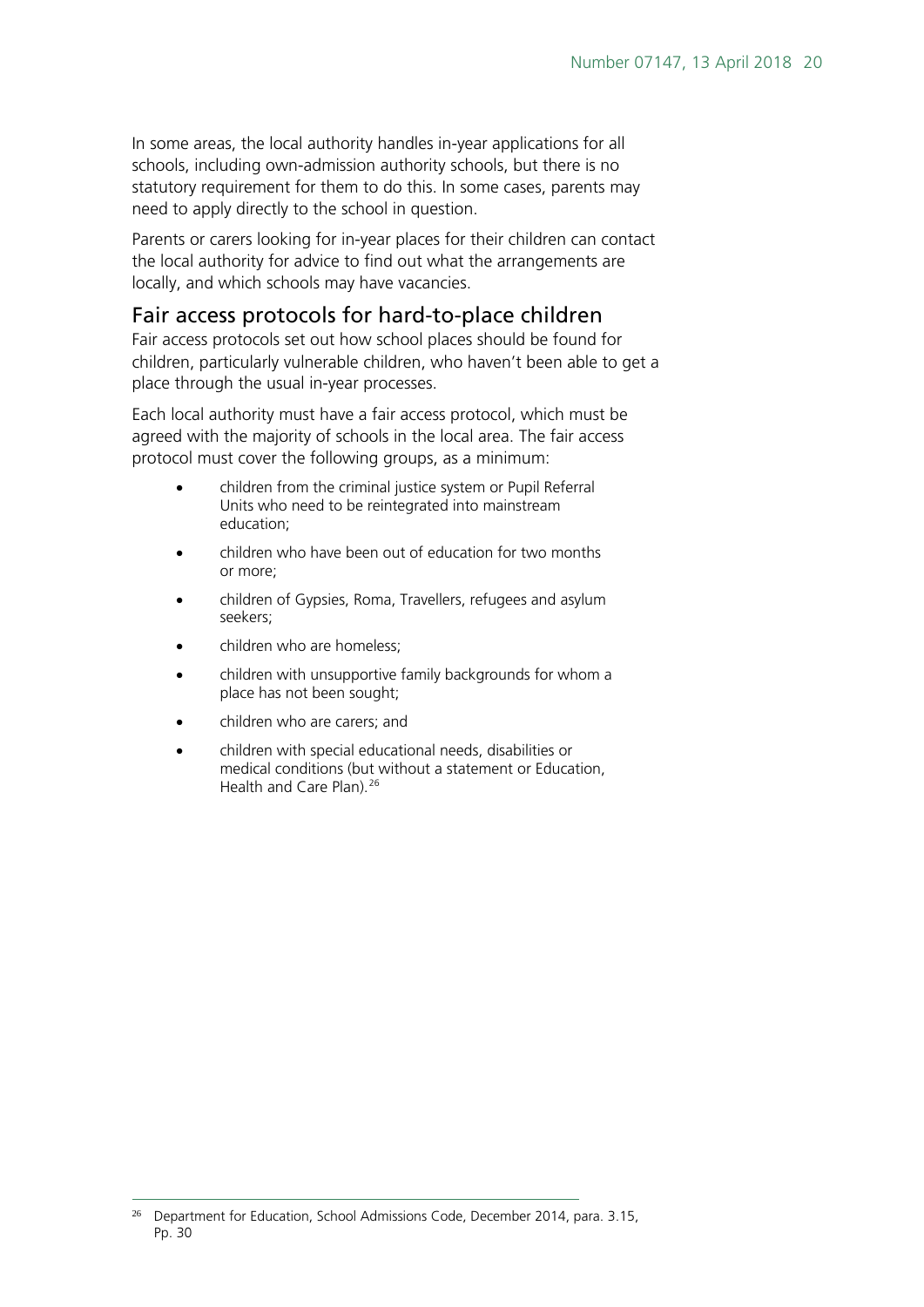In some areas, the local authority handles in-year applications for all schools, including own-admission authority schools, but there is no statutory requirement for them to do this. In some cases, parents may need to apply directly to the school in question.

Parents or carers looking for in-year places for their children can contact the local authority for advice to find out what the arrangements are locally, and which schools may have vacancies.

## Fair access protocols for hard-to-place children

Fair access protocols set out how school places should be found for children, particularly vulnerable children, who haven't been able to get a place through the usual in-year processes.

Each local authority must have a fair access protocol, which must be agreed with the majority of schools in the local area. The fair access protocol must cover the following groups, as a minimum:

- children from the criminal justice system or Pupil Referral Units who need to be reintegrated into mainstream education;
- children who have been out of education for two months or more;
- children of Gypsies, Roma, Travellers, refugees and asylum seekers;
- children who are homeless;
- children with unsupportive family backgrounds for whom a place has not been sought;
- children who are carers; and
- children with special educational needs, disabilities or medical conditions (but without a statement or Education, Health and Care Plan).[26]

---

[26] Department for Education, School Admissions Code, December 2014, para. 3.15, Pp. 30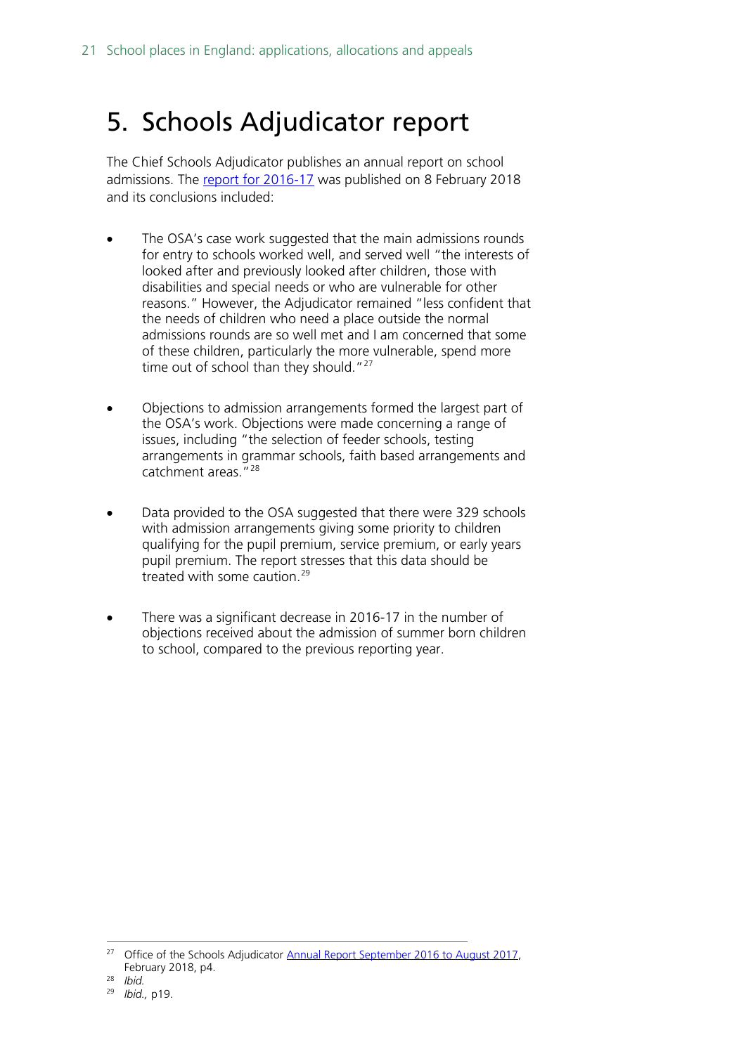# 5. Schools Adjudicator report

The Chief Schools Adjudicator publishes an annual report on school admissions. The [report for 2016-17](#) was published on 8 February 2018 and its conclusions included:

- The OSA's case work suggested that the main admissions rounds for entry to schools worked well, and served well "the interests of looked after and previously looked after children, those with disabilities and special needs or who are vulnerable for other reasons." However, the Adjudicator remained "less confident that the needs of children who need a place outside the normal admissions rounds are so well met and I am concerned that some of these children, particularly the more vulnerable, spend more time out of school than they should."[27]

- Objections to admission arrangements formed the largest part of the OSA's work. Objections were made concerning a range of issues, including "the selection of feeder schools, testing arrangements in grammar schools, faith based arrangements and catchment areas."[28]

- Data provided to the OSA suggested that there were 329 schools with admission arrangements giving some priority to children qualifying for the pupil premium, service premium, or early years pupil premium. The report stresses that this data should be treated with some caution.[29]

- There was a significant decrease in 2016-17 in the number of objections received about the admission of summer born children to school, compared to the previous reporting year.

---

[27] Office of the Schools Adjudicator [Annual Report September 2016 to August 2017](#), February 2018, p4.

[28] *Ibid.*

[29] *Ibid.*, p19.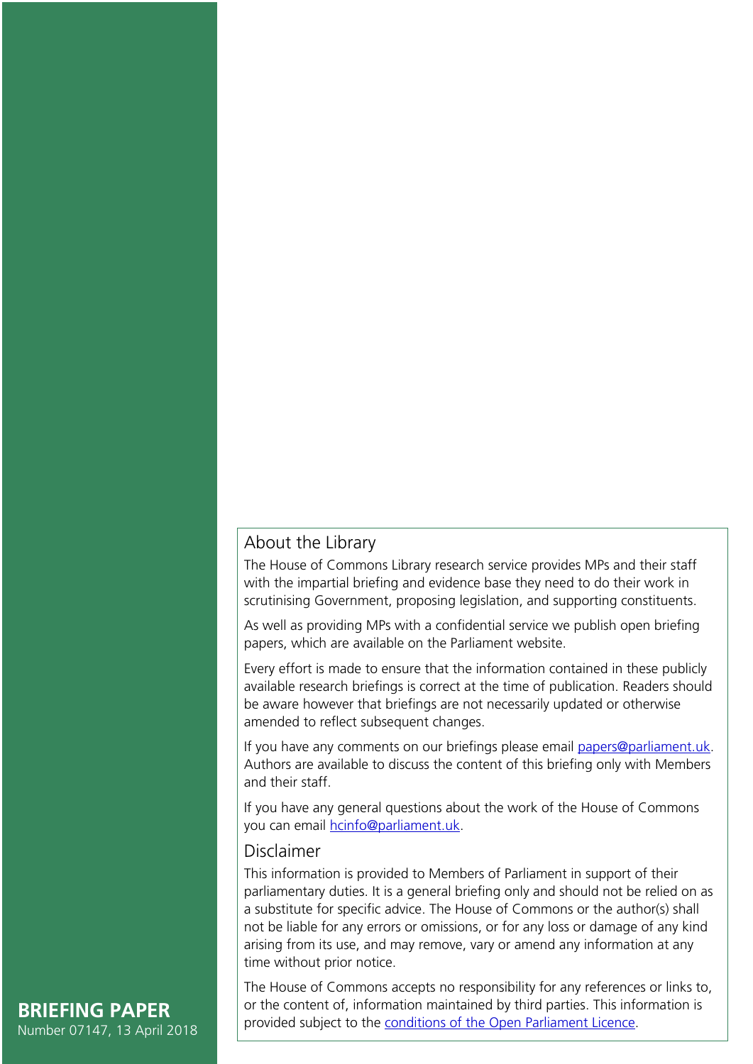**BRIEFING PAPER**

Number 07147, 13 April 2018

## About the Library

The House of Commons Library research service provides MPs and their staff with the impartial briefing and evidence base they need to do their work in scrutinising Government, proposing legislation, and supporting constituents.

As well as providing MPs with a confidential service we publish open briefing papers, which are available on the Parliament website.

Every effort is made to ensure that the information contained in these publicly available research briefings is correct at the time of publication. Readers should be aware however that briefings are not necessarily updated or otherwise amended to reflect subsequent changes.

If you have any comments on our briefings please email papers@parliament.uk. Authors are available to discuss the content of this briefing only with Members and their staff.

If you have any general questions about the work of the House of Commons you can email hcinfo@parliament.uk.

## Disclaimer

This information is provided to Members of Parliament in support of their parliamentary duties. It is a general briefing only and should not be relied on as a substitute for specific advice. The House of Commons or the author(s) shall not be liable for any errors or omissions, or for any loss or damage of any kind arising from its use, and may remove, vary or amend any information at any time without prior notice.

The House of Commons accepts no responsibility for any references or links to, or the content of, information maintained by third parties. This information is provided subject to the conditions of the Open Parliament Licence.